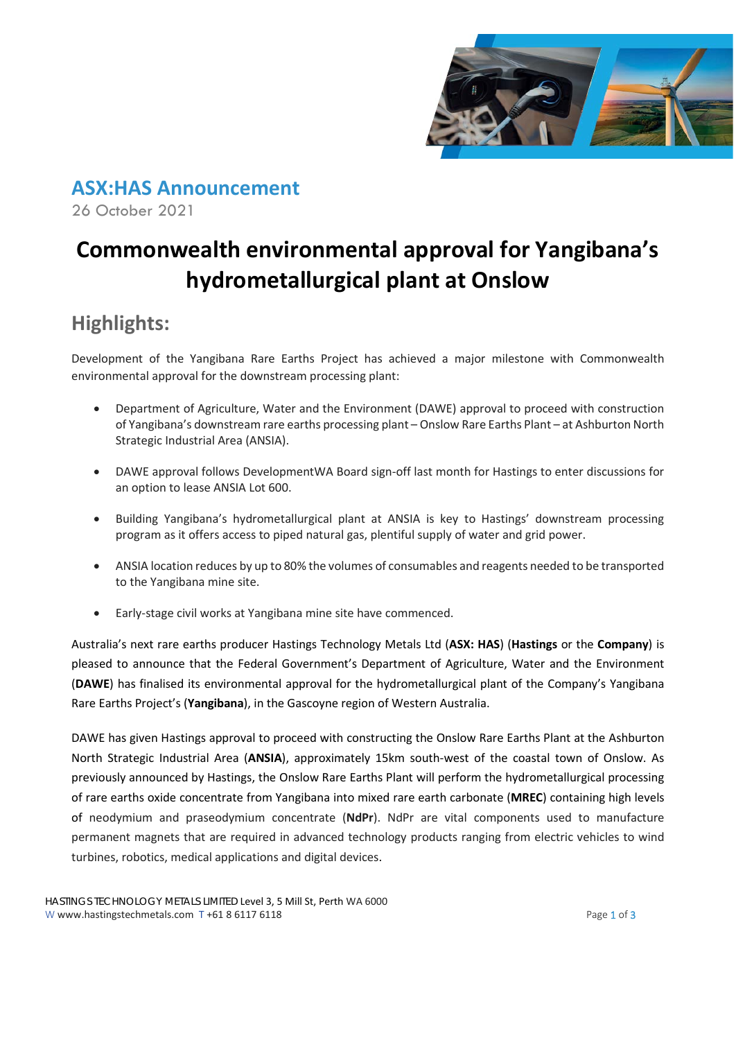## ASX:HAS Announcement

26 October 2021

# Commonwealth environmental approval for Yangibana's hydrometallurgical plant at Onslow

## Highlights:

Development of the Yangibana Rare Earths Project has achieved a major milestone with Commonwealth environmental approval for the downstream processing plant:

- Department of Agriculture, Water and the Environment (DAWE) approval to proceed with construction of Yangibana's downstream rare earths processing plant – Onslow Rare Earths Plant – at Ashburton North Strategic Industrial Area (ANSIA).
- DAWE approval follows DevelopmentWA Board sign-off last month for Hastings to enter discussions for an option to lease ANSIA Lot 600.
- Building Yangibana's hydrometallurgical plant at ANSIA is key to Hastings' downstream processing program as it offers access to piped natural gas, plentiful supply of water and grid power.
- ANSIA location reduces by up to 80% the volumes of consumables and reagents needed to be transported to the Yangibana mine site.
- Early-stage civil works at Yangibana mine site have commenced.

Australia's next rare earths producer Hastings Technology Metals Ltd (**ASX: HAS**) (**Hastings** or the **Company**) is pleased to announce that the Federal Government's Department of Agriculture, Water and the Environment (**DAWE**) has finalised its environmental approval for the hydrometallurgical plant of the Company's Yangibana Rare Earths Project's (**Yangibana**), in the Gascoyne region of Western Australia.

DAWE has given Hastings approval to proceed with constructing the Onslow Rare Earths Plant at the Ashburton North Strategic Industrial Area (**ANSIA**), approximately 15km south-west of the coastal town of Onslow. As previously announced by Hastings, the Onslow Rare Earths Plant will perform the hydrometallurgical processing of rare earths oxide concentrate from Yangibana into mixed rare earth carbonate (**MREC**) containing high levels of neodymium and praseodymium concentrate (**NdPr**). NdPr are vital components used to manufacture permanent magnets that are required in advanced technology products ranging from electric vehicles to wind turbines, robotics, medical applications and digital devices.

HASTINGS TECHNOLOGY METALS LIMITED Level 3, 5 Mill St, Perth WA 6000
W www.hastingstechmetals.com T +61 8 6117 6118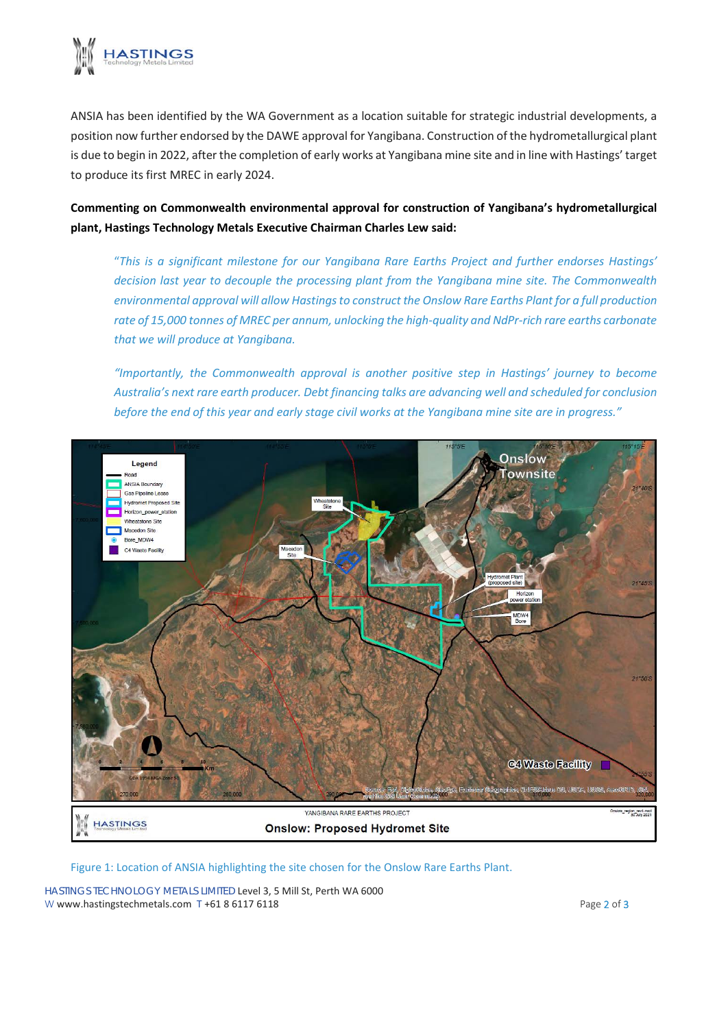ANSIA has been identified by the WA Government as a location suitable for strategic industrial developments, a position now further endorsed by the DAWE approval for Yangibana. Construction of the hydrometallurgical plant is due to begin in 2022, after the completion of early works at Yangibana mine site and in line with Hastings' target to produce its first MREC in early 2024.

**Commenting on Commonwealth environmental approval for construction of Yangibana's hydrometallurgical plant, Hastings Technology Metals Executive Chairman Charles Lew said:**

*"This is a significant milestone for our Yangibana Rare Earths Project and further endorses Hastings' decision last year to decouple the processing plant from the Yangibana mine site. The Commonwealth environmental approval will allow Hastings to construct the Onslow Rare Earths Plant for a full production rate of 15,000 tonnes of MREC per annum, unlocking the high-quality and NdPr-rich rare earths carbonate that we will produce at Yangibana.*

*"Importantly, the Commonwealth approval is another positive step in Hastings' journey to become Australia's next rare earth producer. Debt financing talks are advancing well and scheduled for conclusion before the end of this year and early stage civil works at the Yangibana mine site are in progress."*

Legend
Road
ANSIA Boundary
Gas Pipeline Lease
Hydromet Proposed Site
Horizon_power_station
Wheatstone Site
Macedon Site
Bore_MDW4
C4 Waste Facility

Onslow Townsite
Wheatstone Site
Macedon Site
Hydromet Plant (proposed site)
Horizon power station
MDW4 Bore
C4 Waste Facility

YANGIBANA RARE EARTHS PROJECT
Onslow: Proposed Hydromet Site

Figure 1: Location of ANSIA highlighting the site chosen for the Onslow Rare Earths Plant.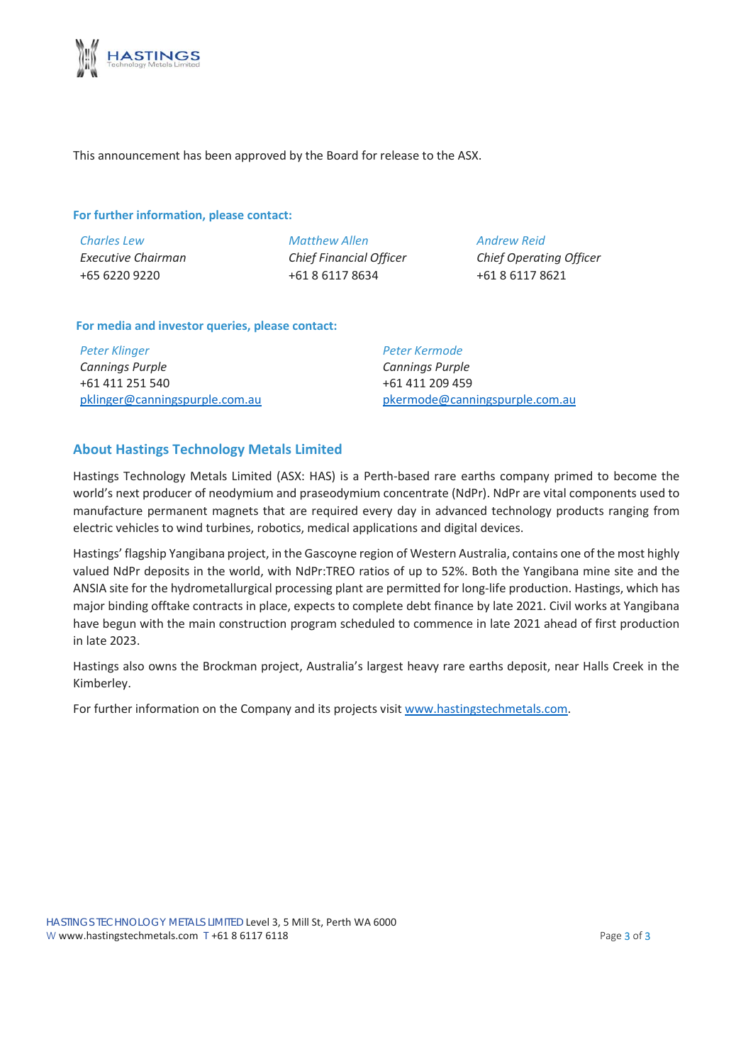This announcement has been approved by the Board for release to the ASX.

**For further information, please contact:**

*Charles Lew*
*Executive Chairman*
+65 6220 9220

*Matthew Allen*
*Chief Financial Officer*
+61 8 6117 8634

*Andrew Reid*
*Chief Operating Officer*
+61 8 6117 8621

**For media and investor queries, please contact:**

*Peter Klinger*
*Cannings Purple*
+61 411 251 540
pklinger@canningspurple.com.au

*Peter Kermode*
*Cannings Purple*
+61 411 209 459
pkermode@canningspurple.com.au

## About Hastings Technology Metals Limited

Hastings Technology Metals Limited (ASX: HAS) is a Perth-based rare earths company primed to become the world's next producer of neodymium and praseodymium concentrate (NdPr). NdPr are vital components used to manufacture permanent magnets that are required every day in advanced technology products ranging from electric vehicles to wind turbines, robotics, medical applications and digital devices.

Hastings' flagship Yangibana project, in the Gascoyne region of Western Australia, contains one of the most highly valued NdPr deposits in the world, with NdPr:TREO ratios of up to 52%. Both the Yangibana mine site and the ANSIA site for the hydrometallurgical processing plant are permitted for long-life production. Hastings, which has major binding offtake contracts in place, expects to complete debt finance by late 2021. Civil works at Yangibana have begun with the main construction program scheduled to commence in late 2021 ahead of first production in late 2023.

Hastings also owns the Brockman project, Australia's largest heavy rare earths deposit, near Halls Creek in the Kimberley.

For further information on the Company and its projects visit www.hastingstechmetals.com.